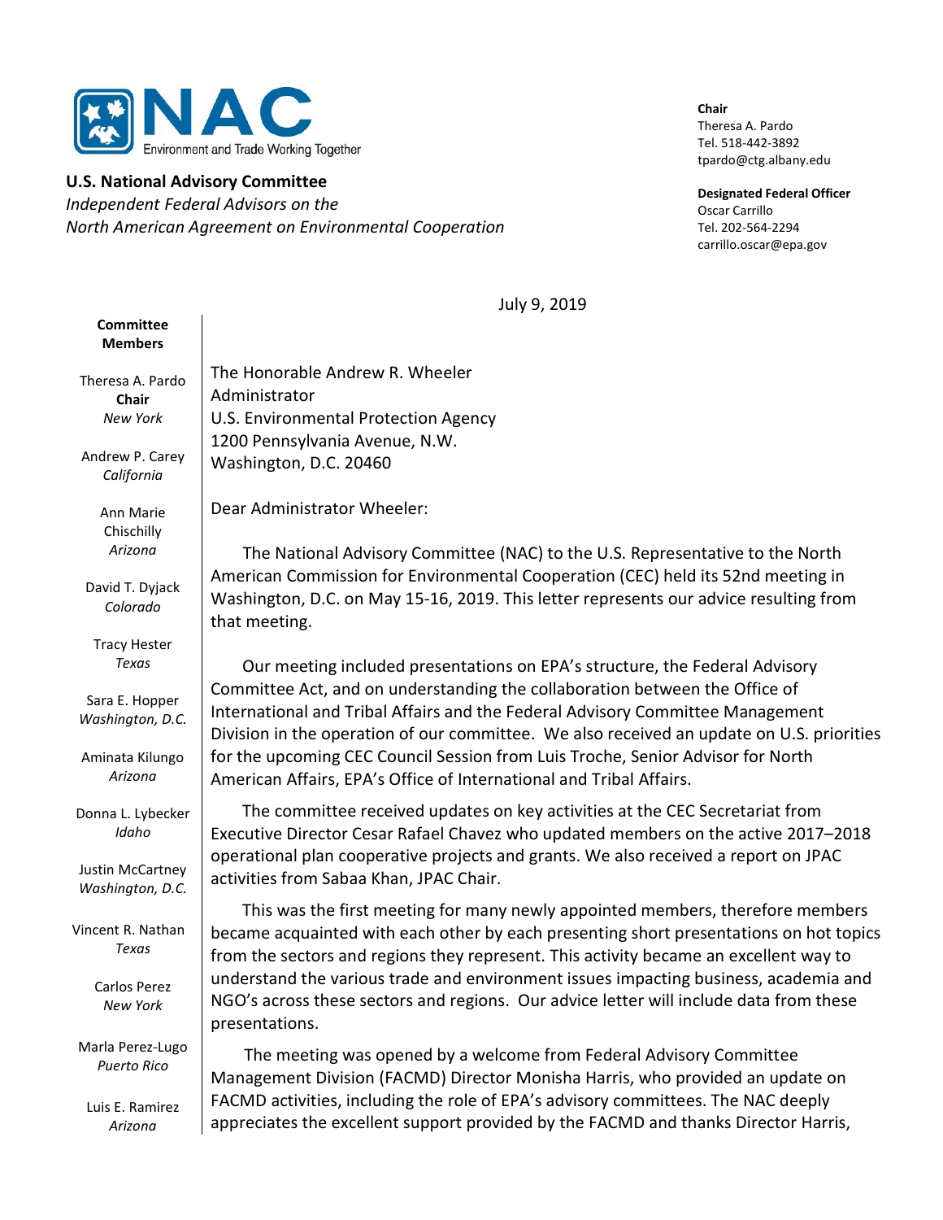**NAC** Environment and Trade Working Together

**U.S. National Advisory Committee**
*Independent Federal Advisors on the North American Agreement on Environmental Cooperation*

**Chair**
Theresa A. Pardo
Tel. 518-442-3892
tpardo@ctg.albany.edu

**Designated Federal Officer**
Oscar Carrillo
Tel. 202-564-2294
carrillo.oscar@epa.gov

**Committee Members**

Theresa A. Pardo
**Chair**
*New York*

Andrew P. Carey
*California*

Ann Marie Chischilly
*Arizona*

David T. Dyjack
*Colorado*

Tracy Hester
*Texas*

Sara E. Hopper
*Washington, D.C.*

Aminata Kilungo
*Arizona*

Donna L. Lybecker
*Idaho*

Justin McCartney
*Washington, D.C.*

Vincent R. Nathan
*Texas*

Carlos Perez
*New York*

Marla Perez-Lugo
*Puerto Rico*

Luis E. Ramirez
*Arizona*

July 9, 2019

The Honorable Andrew R. Wheeler
Administrator
U.S. Environmental Protection Agency
1200 Pennsylvania Avenue, N.W.
Washington, D.C. 20460

Dear Administrator Wheeler:

The National Advisory Committee (NAC) to the U.S. Representative to the North American Commission for Environmental Cooperation (CEC) held its 52nd meeting in Washington, D.C. on May 15-16, 2019. This letter represents our advice resulting from that meeting.

Our meeting included presentations on EPA's structure, the Federal Advisory Committee Act, and on understanding the collaboration between the Office of International and Tribal Affairs and the Federal Advisory Committee Management Division in the operation of our committee. We also received an update on U.S. priorities for the upcoming CEC Council Session from Luis Troche, Senior Advisor for North American Affairs, EPA's Office of International and Tribal Affairs.

The committee received updates on key activities at the CEC Secretariat from Executive Director Cesar Rafael Chavez who updated members on the active 2017–2018 operational plan cooperative projects and grants. We also received a report on JPAC activities from Sabaa Khan, JPAC Chair.

This was the first meeting for many newly appointed members, therefore members became acquainted with each other by each presenting short presentations on hot topics from the sectors and regions they represent. This activity became an excellent way to understand the various trade and environment issues impacting business, academia and NGO's across these sectors and regions. Our advice letter will include data from these presentations.

The meeting was opened by a welcome from Federal Advisory Committee Management Division (FACMD) Director Monisha Harris, who provided an update on FACMD activities, including the role of EPA's advisory committees. The NAC deeply appreciates the excellent support provided by the FACMD and thanks Director Harris,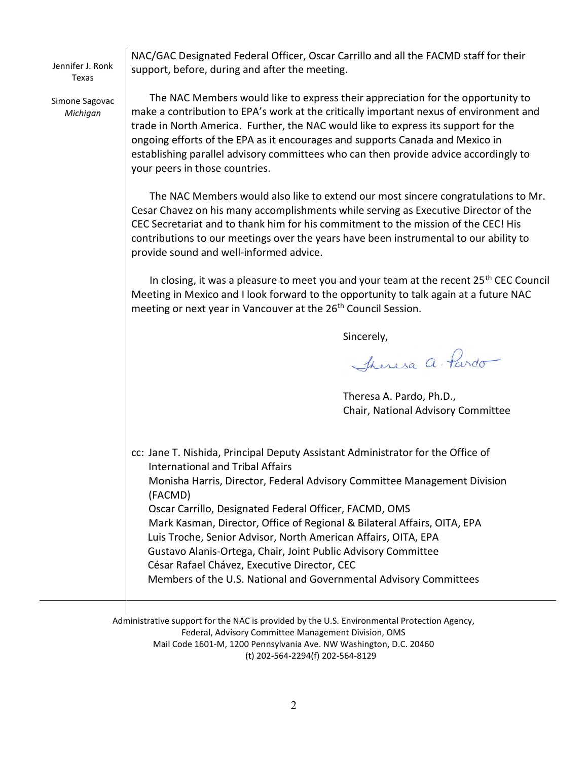Jennifer J. Ronk
Texas

Simone Sagovac
*Michigan*

NAC/GAC Designated Federal Officer, Oscar Carrillo and all the FACMD staff for their support, before, during and after the meeting.

The NAC Members would like to express their appreciation for the opportunity to make a contribution to EPA's work at the critically important nexus of environment and trade in North America. Further, the NAC would like to express its support for the ongoing efforts of the EPA as it encourages and supports Canada and Mexico in establishing parallel advisory committees who can then provide advice accordingly to your peers in those countries.

The NAC Members would also like to extend our most sincere congratulations to Mr. Cesar Chavez on his many accomplishments while serving as Executive Director of the CEC Secretariat and to thank him for his commitment to the mission of the CEC! His contributions to our meetings over the years have been instrumental to our ability to provide sound and well-informed advice.

In closing, it was a pleasure to meet you and your team at the recent 25th CEC Council Meeting in Mexico and I look forward to the opportunity to talk again at a future NAC meeting or next year in Vancouver at the 26th Council Session.

Sincerely,

Theresa A. Pardo

Theresa A. Pardo, Ph.D.,
Chair, National Advisory Committee

cc: Jane T. Nishida, Principal Deputy Assistant Administrator for the Office of International and Tribal Affairs
Monisha Harris, Director, Federal Advisory Committee Management Division (FACMD)
Oscar Carrillo, Designated Federal Officer, FACMD, OMS
Mark Kasman, Director, Office of Regional & Bilateral Affairs, OITA, EPA
Luis Troche, Senior Advisor, North American Affairs, OITA, EPA
Gustavo Alanis-Ortega, Chair, Joint Public Advisory Committee
César Rafael Chávez, Executive Director, CEC
Members of the U.S. National and Governmental Advisory Committees

Administrative support for the NAC is provided by the U.S. Environmental Protection Agency,
Federal, Advisory Committee Management Division, OMS
Mail Code 1601-M, 1200 Pennsylvania Ave. NW Washington, D.C. 20460
(t) 202-564-2294(f) 202-564-8129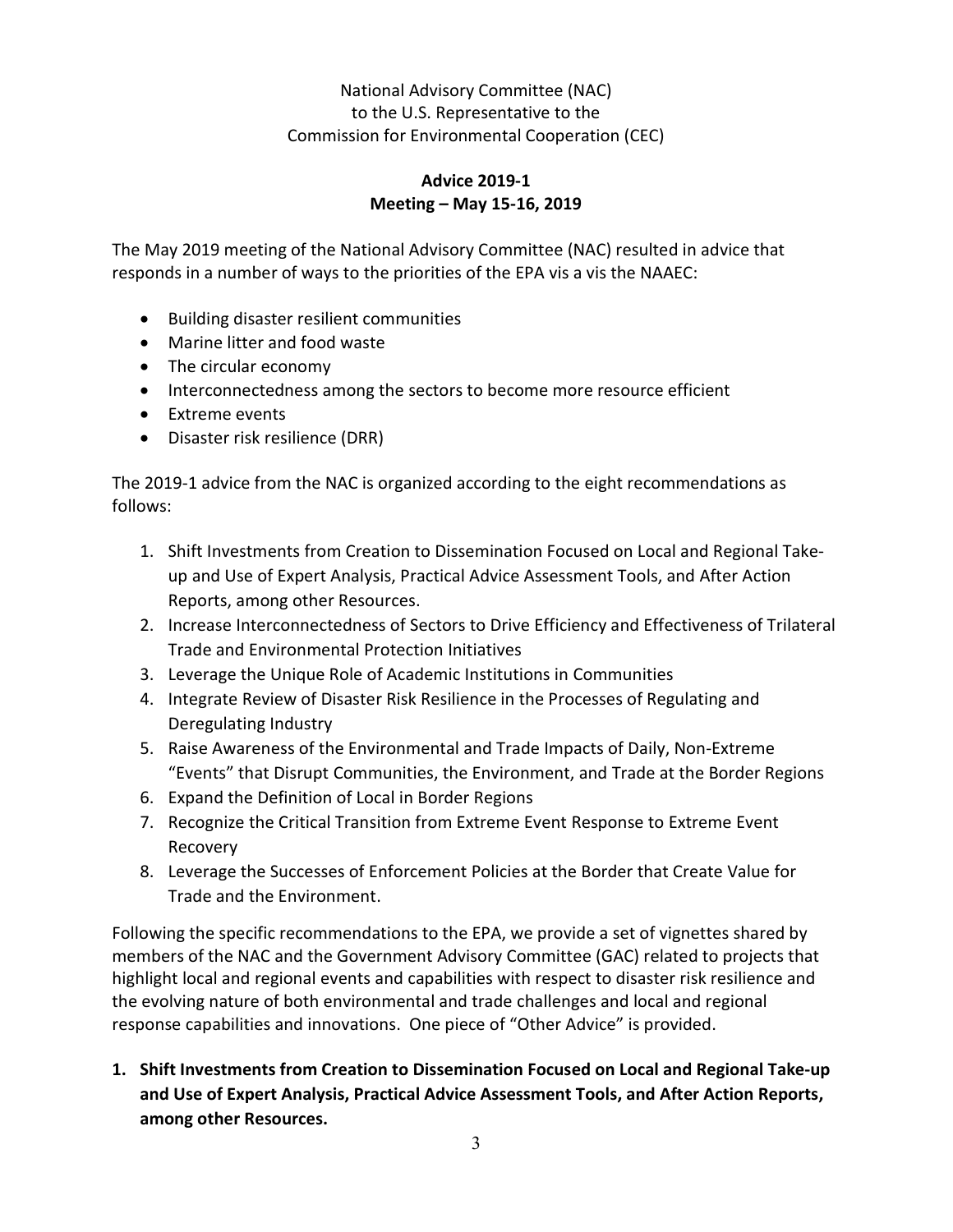National Advisory Committee (NAC)
to the U.S. Representative to the
Commission for Environmental Cooperation (CEC)

**Advice 2019-1**
**Meeting – May 15-16, 2019**

The May 2019 meeting of the National Advisory Committee (NAC) resulted in advice that responds in a number of ways to the priorities of the EPA vis a vis the NAAEC:

- Building disaster resilient communities
- Marine litter and food waste
- The circular economy
- Interconnectedness among the sectors to become more resource efficient
- Extreme events
- Disaster risk resilience (DRR)

The 2019-1 advice from the NAC is organized according to the eight recommendations as follows:

1. Shift Investments from Creation to Dissemination Focused on Local and Regional Take-up and Use of Expert Analysis, Practical Advice Assessment Tools, and After Action Reports, among other Resources.
2. Increase Interconnectedness of Sectors to Drive Efficiency and Effectiveness of Trilateral Trade and Environmental Protection Initiatives
3. Leverage the Unique Role of Academic Institutions in Communities
4. Integrate Review of Disaster Risk Resilience in the Processes of Regulating and Deregulating Industry
5. Raise Awareness of the Environmental and Trade Impacts of Daily, Non-Extreme "Events" that Disrupt Communities, the Environment, and Trade at the Border Regions
6. Expand the Definition of Local in Border Regions
7. Recognize the Critical Transition from Extreme Event Response to Extreme Event Recovery
8. Leverage the Successes of Enforcement Policies at the Border that Create Value for Trade and the Environment.

Following the specific recommendations to the EPA, we provide a set of vignettes shared by members of the NAC and the Government Advisory Committee (GAC) related to projects that highlight local and regional events and capabilities with respect to disaster risk resilience and the evolving nature of both environmental and trade challenges and local and regional response capabilities and innovations. One piece of "Other Advice" is provided.

## 1. Shift Investments from Creation to Dissemination Focused on Local and Regional Take-up and Use of Expert Analysis, Practical Advice Assessment Tools, and After Action Reports, among other Resources.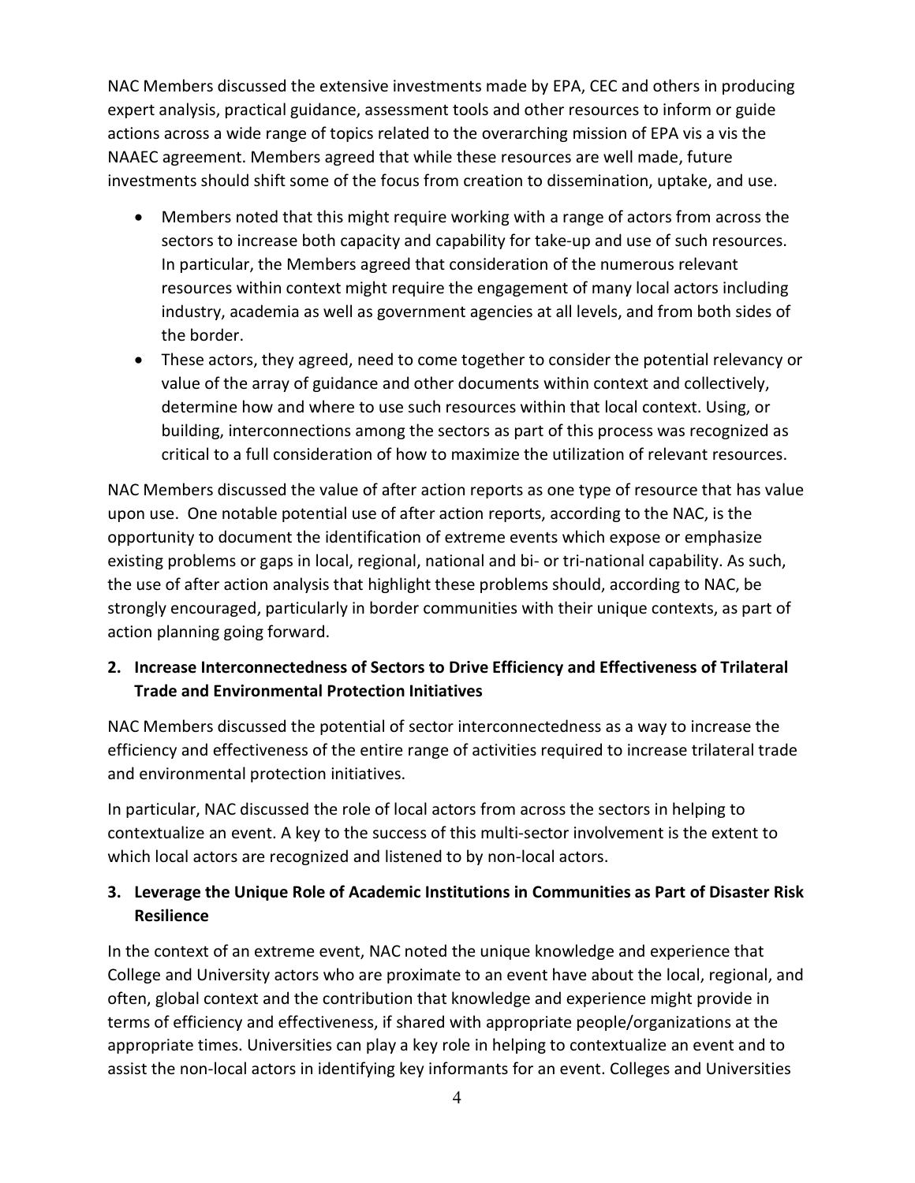NAC Members discussed the extensive investments made by EPA, CEC and others in producing expert analysis, practical guidance, assessment tools and other resources to inform or guide actions across a wide range of topics related to the overarching mission of EPA vis a vis the NAAEC agreement. Members agreed that while these resources are well made, future investments should shift some of the focus from creation to dissemination, uptake, and use.

- Members noted that this might require working with a range of actors from across the sectors to increase both capacity and capability for take-up and use of such resources. In particular, the Members agreed that consideration of the numerous relevant resources within context might require the engagement of many local actors including industry, academia as well as government agencies at all levels, and from both sides of the border.
- These actors, they agreed, need to come together to consider the potential relevancy or value of the array of guidance and other documents within context and collectively, determine how and where to use such resources within that local context. Using, or building, interconnections among the sectors as part of this process was recognized as critical to a full consideration of how to maximize the utilization of relevant resources.

NAC Members discussed the value of after action reports as one type of resource that has value upon use. One notable potential use of after action reports, according to the NAC, is the opportunity to document the identification of extreme events which expose or emphasize existing problems or gaps in local, regional, national and bi- or tri-national capability. As such, the use of after action analysis that highlight these problems should, according to NAC, be strongly encouraged, particularly in border communities with their unique contexts, as part of action planning going forward.

**2. Increase Interconnectedness of Sectors to Drive Efficiency and Effectiveness of Trilateral Trade and Environmental Protection Initiatives**

NAC Members discussed the potential of sector interconnectedness as a way to increase the efficiency and effectiveness of the entire range of activities required to increase trilateral trade and environmental protection initiatives.

In particular, NAC discussed the role of local actors from across the sectors in helping to contextualize an event. A key to the success of this multi-sector involvement is the extent to which local actors are recognized and listened to by non-local actors.

**3. Leverage the Unique Role of Academic Institutions in Communities as Part of Disaster Risk Resilience**

In the context of an extreme event, NAC noted the unique knowledge and experience that College and University actors who are proximate to an event have about the local, regional, and often, global context and the contribution that knowledge and experience might provide in terms of efficiency and effectiveness, if shared with appropriate people/organizations at the appropriate times. Universities can play a key role in helping to contextualize an event and to assist the non-local actors in identifying key informants for an event. Colleges and Universities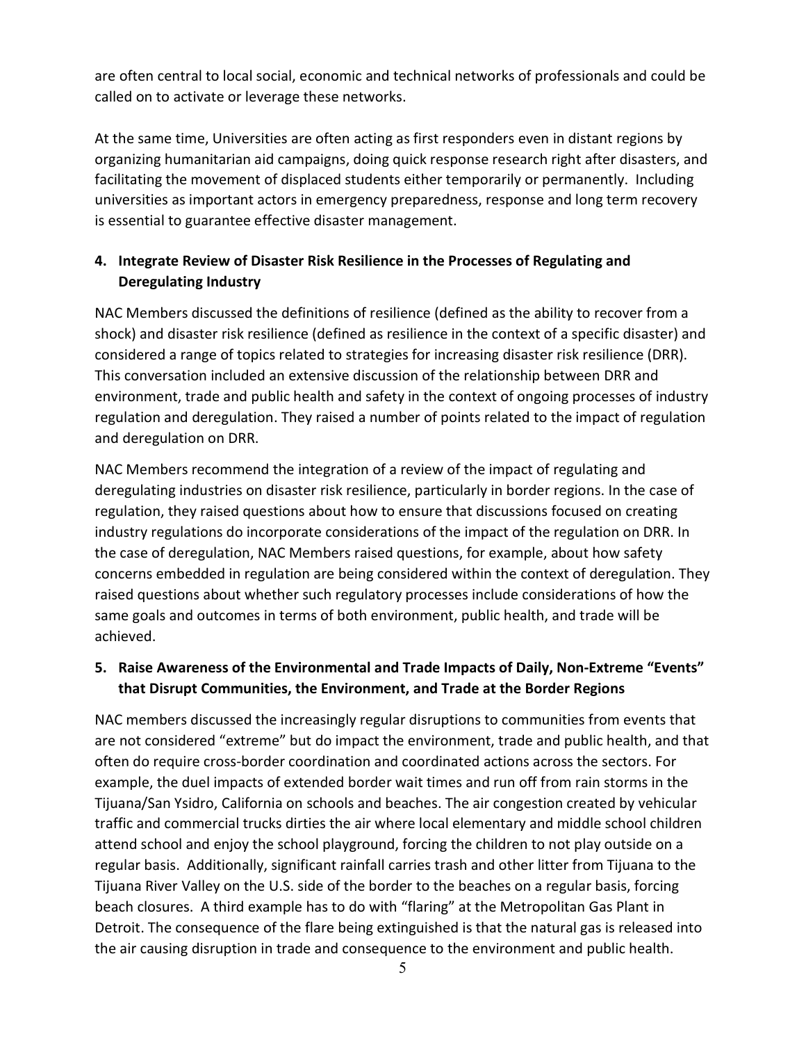are often central to local social, economic and technical networks of professionals and could be called on to activate or leverage these networks.

At the same time, Universities are often acting as first responders even in distant regions by organizing humanitarian aid campaigns, doing quick response research right after disasters, and facilitating the movement of displaced students either temporarily or permanently. Including universities as important actors in emergency preparedness, response and long term recovery is essential to guarantee effective disaster management.

### 4. Integrate Review of Disaster Risk Resilience in the Processes of Regulating and Deregulating Industry

NAC Members discussed the definitions of resilience (defined as the ability to recover from a shock) and disaster risk resilience (defined as resilience in the context of a specific disaster) and considered a range of topics related to strategies for increasing disaster risk resilience (DRR). This conversation included an extensive discussion of the relationship between DRR and environment, trade and public health and safety in the context of ongoing processes of industry regulation and deregulation. They raised a number of points related to the impact of regulation and deregulation on DRR.

NAC Members recommend the integration of a review of the impact of regulating and deregulating industries on disaster risk resilience, particularly in border regions. In the case of regulation, they raised questions about how to ensure that discussions focused on creating industry regulations do incorporate considerations of the impact of the regulation on DRR. In the case of deregulation, NAC Members raised questions, for example, about how safety concerns embedded in regulation are being considered within the context of deregulation. They raised questions about whether such regulatory processes include considerations of how the same goals and outcomes in terms of both environment, public health, and trade will be achieved.

### 5. Raise Awareness of the Environmental and Trade Impacts of Daily, Non-Extreme "Events" that Disrupt Communities, the Environment, and Trade at the Border Regions

NAC members discussed the increasingly regular disruptions to communities from events that are not considered "extreme" but do impact the environment, trade and public health, and that often do require cross-border coordination and coordinated actions across the sectors. For example, the duel impacts of extended border wait times and run off from rain storms in the Tijuana/San Ysidro, California on schools and beaches. The air congestion created by vehicular traffic and commercial trucks dirties the air where local elementary and middle school children attend school and enjoy the school playground, forcing the children to not play outside on a regular basis. Additionally, significant rainfall carries trash and other litter from Tijuana to the Tijuana River Valley on the U.S. side of the border to the beaches on a regular basis, forcing beach closures. A third example has to do with "flaring" at the Metropolitan Gas Plant in Detroit. The consequence of the flare being extinguished is that the natural gas is released into the air causing disruption in trade and consequence to the environment and public health.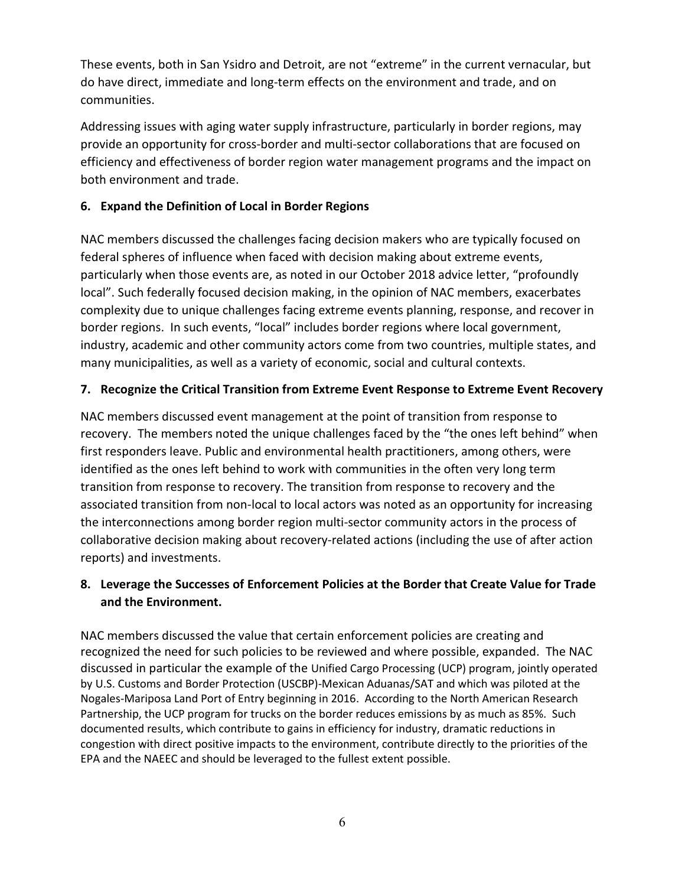These events, both in San Ysidro and Detroit, are not "extreme" in the current vernacular, but do have direct, immediate and long-term effects on the environment and trade, and on communities.

Addressing issues with aging water supply infrastructure, particularly in border regions, may provide an opportunity for cross-border and multi-sector collaborations that are focused on efficiency and effectiveness of border region water management programs and the impact on both environment and trade.

**6. Expand the Definition of Local in Border Regions**

NAC members discussed the challenges facing decision makers who are typically focused on federal spheres of influence when faced with decision making about extreme events, particularly when those events are, as noted in our October 2018 advice letter, "profoundly local". Such federally focused decision making, in the opinion of NAC members, exacerbates complexity due to unique challenges facing extreme events planning, response, and recover in border regions. In such events, "local" includes border regions where local government, industry, academic and other community actors come from two countries, multiple states, and many municipalities, as well as a variety of economic, social and cultural contexts.

**7. Recognize the Critical Transition from Extreme Event Response to Extreme Event Recovery**

NAC members discussed event management at the point of transition from response to recovery. The members noted the unique challenges faced by the "the ones left behind" when first responders leave. Public and environmental health practitioners, among others, were identified as the ones left behind to work with communities in the often very long term transition from response to recovery. The transition from response to recovery and the associated transition from non-local to local actors was noted as an opportunity for increasing the interconnections among border region multi-sector community actors in the process of collaborative decision making about recovery-related actions (including the use of after action reports) and investments.

**8. Leverage the Successes of Enforcement Policies at the Border that Create Value for Trade and the Environment.**

NAC members discussed the value that certain enforcement policies are creating and recognized the need for such policies to be reviewed and where possible, expanded. The NAC discussed in particular the example of the Unified Cargo Processing (UCP) program, jointly operated by U.S. Customs and Border Protection (USCBP)-Mexican Aduanas/SAT and which was piloted at the Nogales-Mariposa Land Port of Entry beginning in 2016. According to the North American Research Partnership, the UCP program for trucks on the border reduces emissions by as much as 85%. Such documented results, which contribute to gains in efficiency for industry, dramatic reductions in congestion with direct positive impacts to the environment, contribute directly to the priorities of the EPA and the NAEEC and should be leveraged to the fullest extent possible.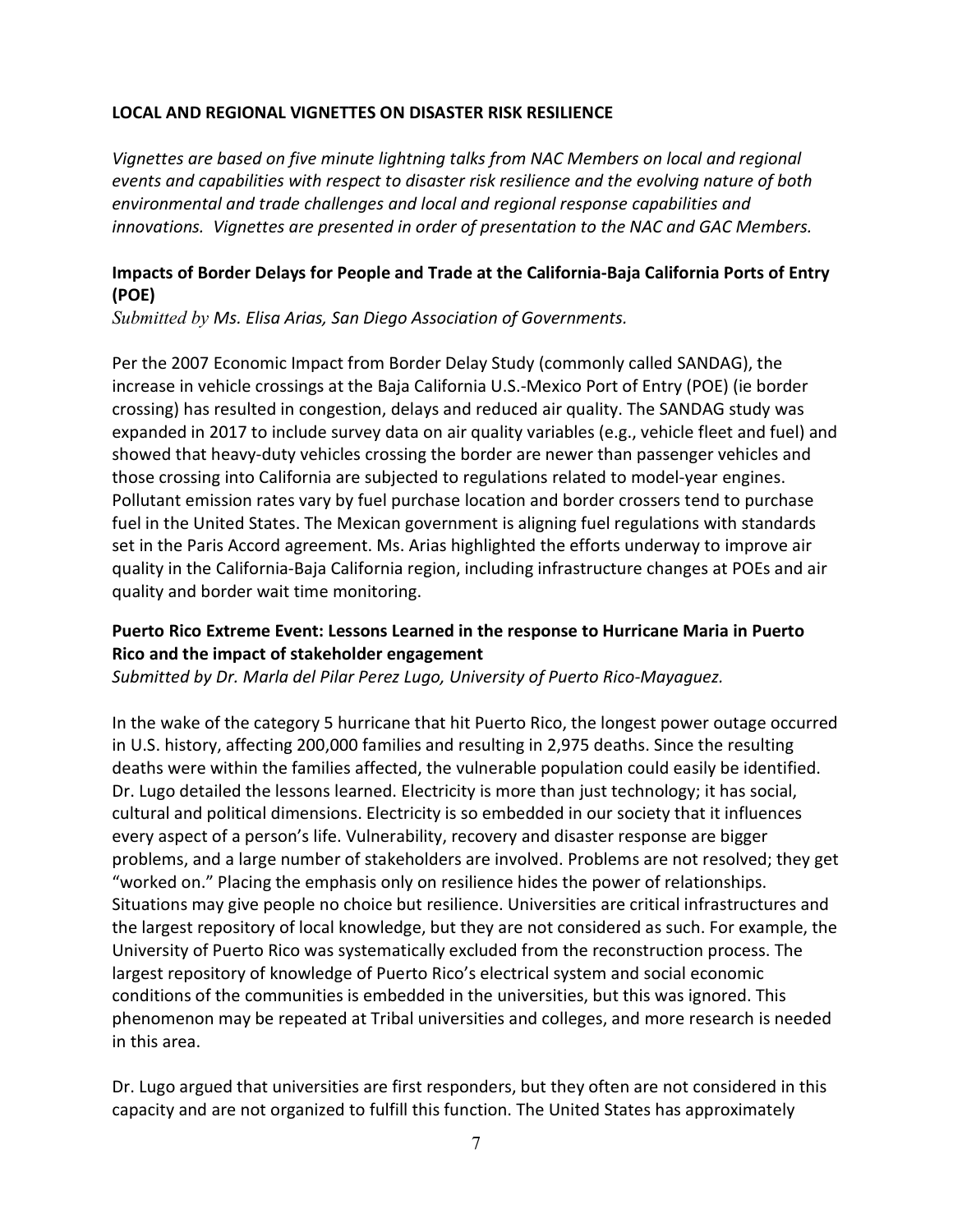## LOCAL AND REGIONAL VIGNETTES ON DISASTER RISK RESILIENCE

*Vignettes are based on five minute lightning talks from NAC Members on local and regional events and capabilities with respect to disaster risk resilience and the evolving nature of both environmental and trade challenges and local and regional response capabilities and innovations. Vignettes are presented in order of presentation to the NAC and GAC Members.*

### Impacts of Border Delays for People and Trade at the California-Baja California Ports of Entry (POE)

*Submitted by Ms. Elisa Arias, San Diego Association of Governments.*

Per the 2007 Economic Impact from Border Delay Study (commonly called SANDAG), the increase in vehicle crossings at the Baja California U.S.-Mexico Port of Entry (POE) (ie border crossing) has resulted in congestion, delays and reduced air quality. The SANDAG study was expanded in 2017 to include survey data on air quality variables (e.g., vehicle fleet and fuel) and showed that heavy-duty vehicles crossing the border are newer than passenger vehicles and those crossing into California are subjected to regulations related to model-year engines. Pollutant emission rates vary by fuel purchase location and border crossers tend to purchase fuel in the United States. The Mexican government is aligning fuel regulations with standards set in the Paris Accord agreement. Ms. Arias highlighted the efforts underway to improve air quality in the California-Baja California region, including infrastructure changes at POEs and air quality and border wait time monitoring.

### Puerto Rico Extreme Event: Lessons Learned in the response to Hurricane Maria in Puerto Rico and the impact of stakeholder engagement

*Submitted by Dr. Marla del Pilar Perez Lugo, University of Puerto Rico-Mayaguez.*

In the wake of the category 5 hurricane that hit Puerto Rico, the longest power outage occurred in U.S. history, affecting 200,000 families and resulting in 2,975 deaths. Since the resulting deaths were within the families affected, the vulnerable population could easily be identified. Dr. Lugo detailed the lessons learned. Electricity is more than just technology; it has social, cultural and political dimensions. Electricity is so embedded in our society that it influences every aspect of a person's life. Vulnerability, recovery and disaster response are bigger problems, and a large number of stakeholders are involved. Problems are not resolved; they get "worked on." Placing the emphasis only on resilience hides the power of relationships. Situations may give people no choice but resilience. Universities are critical infrastructures and the largest repository of local knowledge, but they are not considered as such. For example, the University of Puerto Rico was systematically excluded from the reconstruction process. The largest repository of knowledge of Puerto Rico's electrical system and social economic conditions of the communities is embedded in the universities, but this was ignored. This phenomenon may be repeated at Tribal universities and colleges, and more research is needed in this area.

Dr. Lugo argued that universities are first responders, but they often are not considered in this capacity and are not organized to fulfill this function. The United States has approximately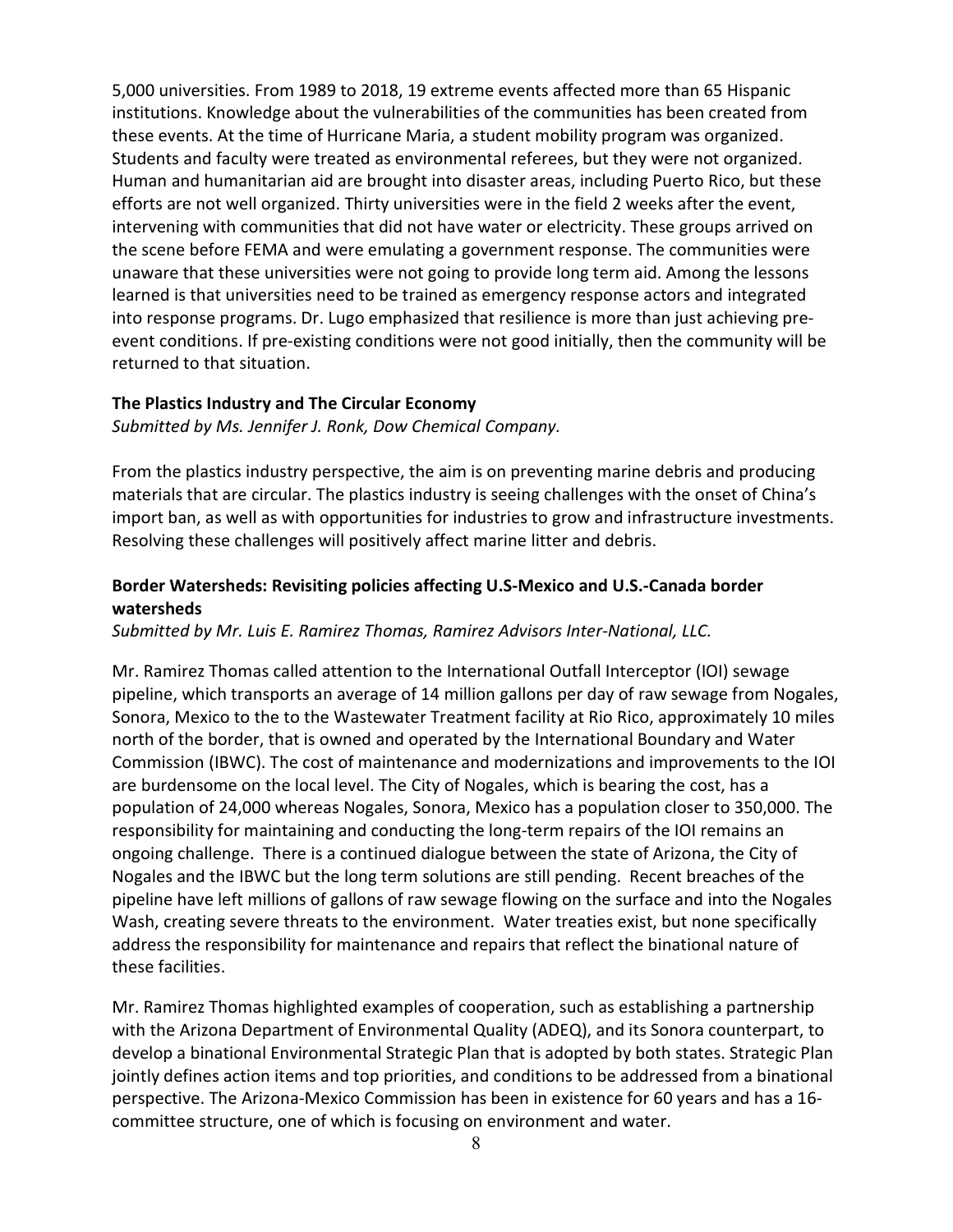5,000 universities. From 1989 to 2018, 19 extreme events affected more than 65 Hispanic institutions. Knowledge about the vulnerabilities of the communities has been created from these events. At the time of Hurricane Maria, a student mobility program was organized. Students and faculty were treated as environmental referees, but they were not organized. Human and humanitarian aid are brought into disaster areas, including Puerto Rico, but these efforts are not well organized. Thirty universities were in the field 2 weeks after the event, intervening with communities that did not have water or electricity. These groups arrived on the scene before FEMA and were emulating a government response. The communities were unaware that these universities were not going to provide long term aid. Among the lessons learned is that universities need to be trained as emergency response actors and integrated into response programs. Dr. Lugo emphasized that resilience is more than just achieving pre-event conditions. If pre-existing conditions were not good initially, then the community will be returned to that situation.

**The Plastics Industry and The Circular Economy**

*Submitted by Ms. Jennifer J. Ronk, Dow Chemical Company.*

From the plastics industry perspective, the aim is on preventing marine debris and producing materials that are circular. The plastics industry is seeing challenges with the onset of China's import ban, as well as with opportunities for industries to grow and infrastructure investments. Resolving these challenges will positively affect marine litter and debris.

**Border Watersheds: Revisiting policies affecting U.S-Mexico and U.S.-Canada border watersheds**

*Submitted by Mr. Luis E. Ramirez Thomas, Ramirez Advisors Inter-National, LLC.*

Mr. Ramirez Thomas called attention to the International Outfall Interceptor (IOI) sewage pipeline, which transports an average of 14 million gallons per day of raw sewage from Nogales, Sonora, Mexico to the to the Wastewater Treatment facility at Rio Rico, approximately 10 miles north of the border, that is owned and operated by the International Boundary and Water Commission (IBWC). The cost of maintenance and modernizations and improvements to the IOI are burdensome on the local level. The City of Nogales, which is bearing the cost, has a population of 24,000 whereas Nogales, Sonora, Mexico has a population closer to 350,000. The responsibility for maintaining and conducting the long-term repairs of the IOI remains an ongoing challenge. There is a continued dialogue between the state of Arizona, the City of Nogales and the IBWC but the long term solutions are still pending. Recent breaches of the pipeline have left millions of gallons of raw sewage flowing on the surface and into the Nogales Wash, creating severe threats to the environment. Water treaties exist, but none specifically address the responsibility for maintenance and repairs that reflect the binational nature of these facilities.

Mr. Ramirez Thomas highlighted examples of cooperation, such as establishing a partnership with the Arizona Department of Environmental Quality (ADEQ), and its Sonora counterpart, to develop a binational Environmental Strategic Plan that is adopted by both states. Strategic Plan jointly defines action items and top priorities, and conditions to be addressed from a binational perspective. The Arizona-Mexico Commission has been in existence for 60 years and has a 16-committee structure, one of which is focusing on environment and water.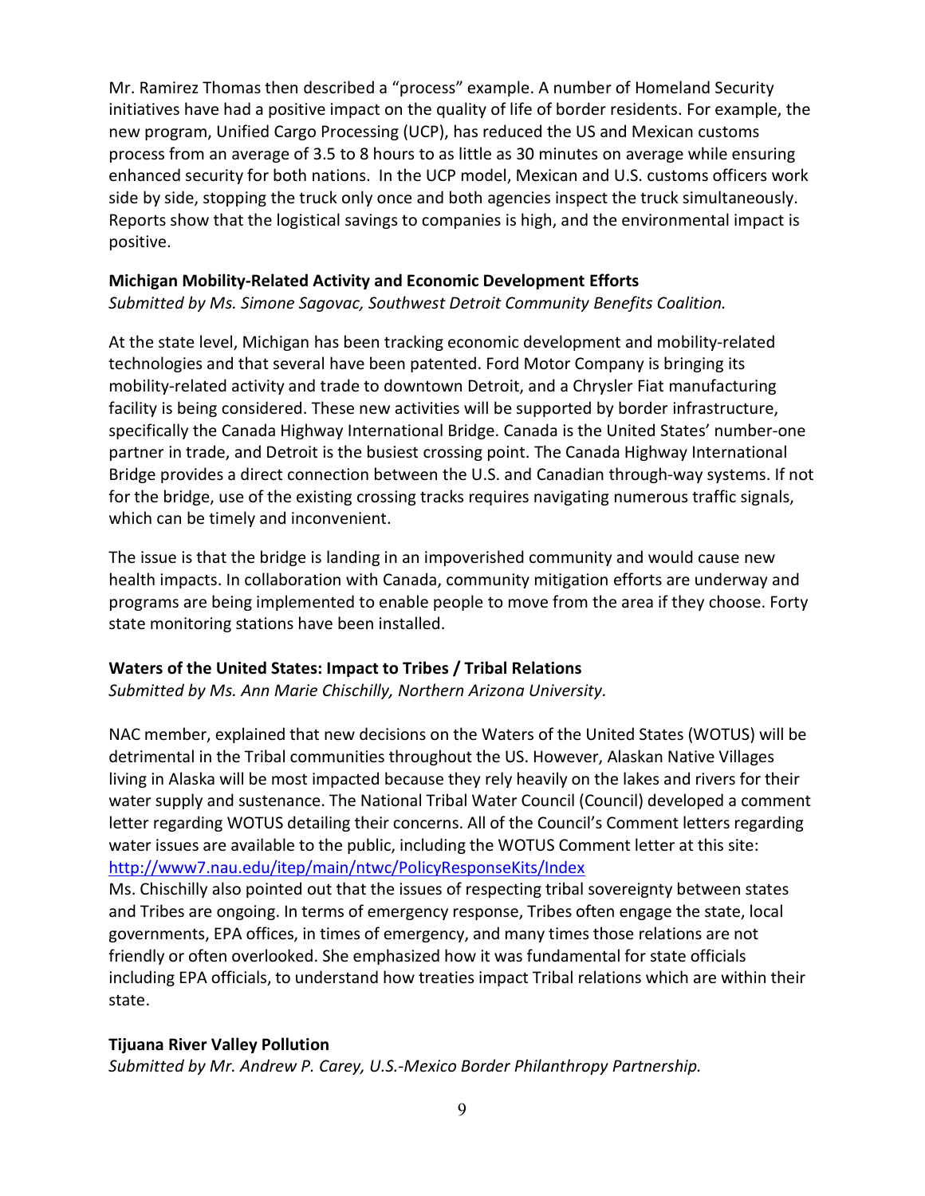Mr. Ramirez Thomas then described a "process" example. A number of Homeland Security initiatives have had a positive impact on the quality of life of border residents. For example, the new program, Unified Cargo Processing (UCP), has reduced the US and Mexican customs process from an average of 3.5 to 8 hours to as little as 30 minutes on average while ensuring enhanced security for both nations. In the UCP model, Mexican and U.S. customs officers work side by side, stopping the truck only once and both agencies inspect the truck simultaneously. Reports show that the logistical savings to companies is high, and the environmental impact is positive.

**Michigan Mobility-Related Activity and Economic Development Efforts**
*Submitted by Ms. Simone Sagovac, Southwest Detroit Community Benefits Coalition.*

At the state level, Michigan has been tracking economic development and mobility-related technologies and that several have been patented. Ford Motor Company is bringing its mobility-related activity and trade to downtown Detroit, and a Chrysler Fiat manufacturing facility is being considered. These new activities will be supported by border infrastructure, specifically the Canada Highway International Bridge. Canada is the United States' number-one partner in trade, and Detroit is the busiest crossing point. The Canada Highway International Bridge provides a direct connection between the U.S. and Canadian through-way systems. If not for the bridge, use of the existing crossing tracks requires navigating numerous traffic signals, which can be timely and inconvenient.

The issue is that the bridge is landing in an impoverished community and would cause new health impacts. In collaboration with Canada, community mitigation efforts are underway and programs are being implemented to enable people to move from the area if they choose. Forty state monitoring stations have been installed.

**Waters of the United States: Impact to Tribes / Tribal Relations**
*Submitted by Ms. Ann Marie Chischilly, Northern Arizona University.*

NAC member, explained that new decisions on the Waters of the United States (WOTUS) will be detrimental in the Tribal communities throughout the US. However, Alaskan Native Villages living in Alaska will be most impacted because they rely heavily on the lakes and rivers for their water supply and sustenance. The National Tribal Water Council (Council) developed a comment letter regarding WOTUS detailing their concerns. All of the Council's Comment letters regarding water issues are available to the public, including the WOTUS Comment letter at this site: http://www7.nau.edu/itep/main/ntwc/PolicyResponseKits/Index

Ms. Chischilly also pointed out that the issues of respecting tribal sovereignty between states and Tribes are ongoing. In terms of emergency response, Tribes often engage the state, local governments, EPA offices, in times of emergency, and many times those relations are not friendly or often overlooked. She emphasized how it was fundamental for state officials including EPA officials, to understand how treaties impact Tribal relations which are within their state.

**Tijuana River Valley Pollution**
*Submitted by Mr. Andrew P. Carey, U.S.-Mexico Border Philanthropy Partnership.*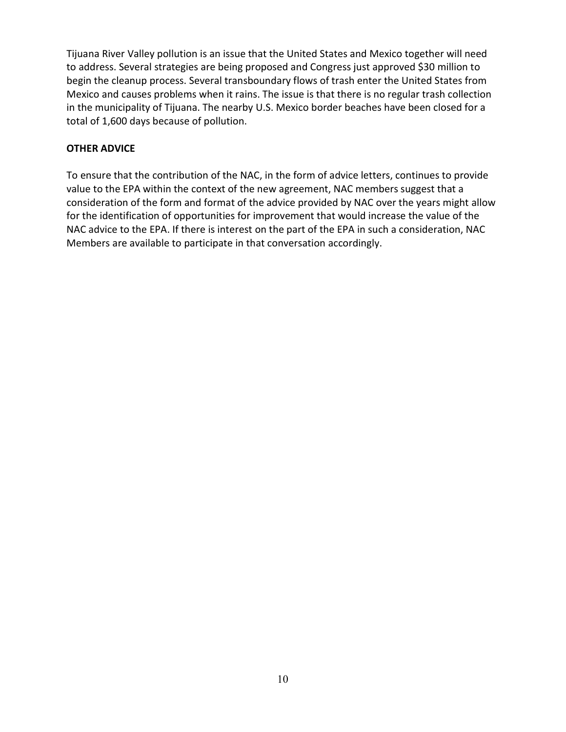Tijuana River Valley pollution is an issue that the United States and Mexico together will need to address. Several strategies are being proposed and Congress just approved $30 million to begin the cleanup process. Several transboundary flows of trash enter the United States from Mexico and causes problems when it rains. The issue is that there is no regular trash collection in the municipality of Tijuana. The nearby U.S. Mexico border beaches have been closed for a total of 1,600 days because of pollution.

**OTHER ADVICE**

To ensure that the contribution of the NAC, in the form of advice letters, continues to provide value to the EPA within the context of the new agreement, NAC members suggest that a consideration of the form and format of the advice provided by NAC over the years might allow for the identification of opportunities for improvement that would increase the value of the NAC advice to the EPA. If there is interest on the part of the EPA in such a consideration, NAC Members are available to participate in that conversation accordingly.